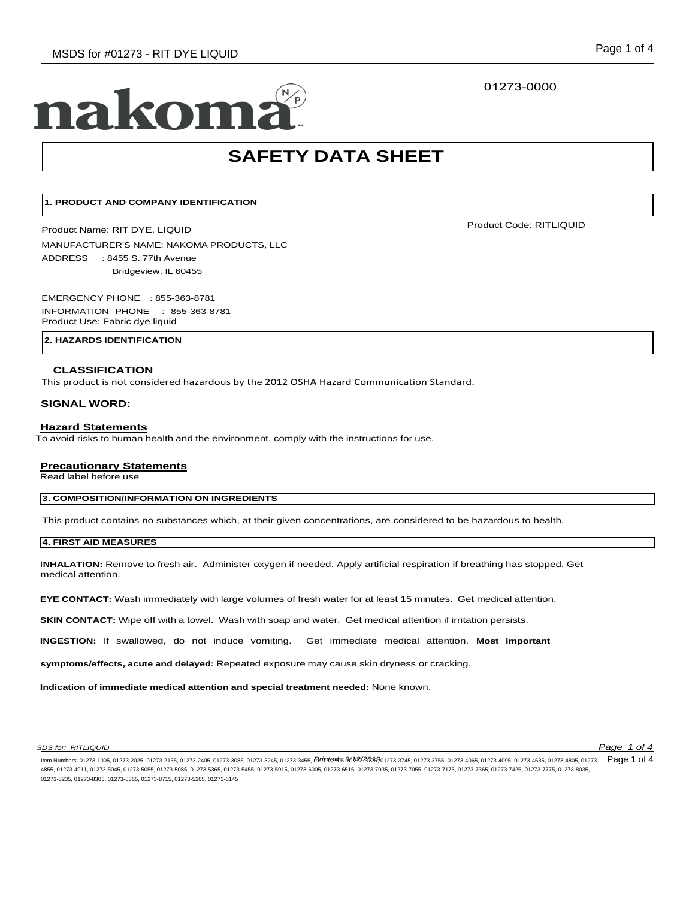01273-0000

nakoma

# SAFETY DATA SHEET

## 1. PRODUCT AND COMPANY IDENTIFICATION

Product Name: RIT DYE, LIQUID

Product Code: RITLIQUID

MANUFACTURER'S NAME: NAKOMA PRODUCTS, LLC

ADDRESS : 8455 S. 77th Avenue
Bridgeview, IL 60455

EMERGENCY PHONE : 855-363-8781

INFORMATION PHONE : 855-363-8781

Product Use: Fabric dye liquid

## 2. HAZARDS IDENTIFICATION

### CLASSIFICATION

This product is not considered hazardous by the 2012 OSHA Hazard Communication Standard.

**SIGNAL WORD:**

### Hazard Statements

To avoid risks to human health and the environment, comply with the instructions for use.

### Precautionary Statements

Read label before use

## 3. COMPOSITION/INFORMATION ON INGREDIENTS

This product contains no substances which, at their given concentrations, are considered to be hazardous to health.

## 4. FIRST AID MEASURES

**INHALATION:** Remove to fresh air. Administer oxygen if needed. Apply artificial respiration if breathing has stopped. Get medical attention.

**EYE CONTACT:** Wash immediately with large volumes of fresh water for at least 15 minutes. Get medical attention.

**SKIN CONTACT:** Wipe off with a towel. Wash with soap and water. Get medical attention if irritation persists.

**INGESTION:** If swallowed, do not induce vomiting. Get immediate medical attention.

**Most important symptoms/effects, acute and delayed:** Repeated exposure may cause skin dryness or cracking.

**Indication of immediate medical attention and special treatment needed:** None known.

Item Numbers: 01273-1005, 01273-2025, 01273-2135, 01273-2405, 01273-3085, 01273-3245, 01273-3455, 01273-3705, 01273-3725, 01273-3745, 01273-3755, 01273-4065, 01273-4095, 01273-4635, 01273-4805, 01273-4855, 01273-4911, 01273-5045, 01273-5055, 01273-5085, 01273-5365, 01273-5455, 01273-5915, 01273-6005, 01273-6515, 01273-7035, 01273-7055, 01273-7175, 01273-7365, 01273-7425, 01273-7775, 01273-8035, 01273-8235, 01273-8305, 01273-8365, 01273-8715, 01273-5205, 01273-6145

Printed: 9/12/2019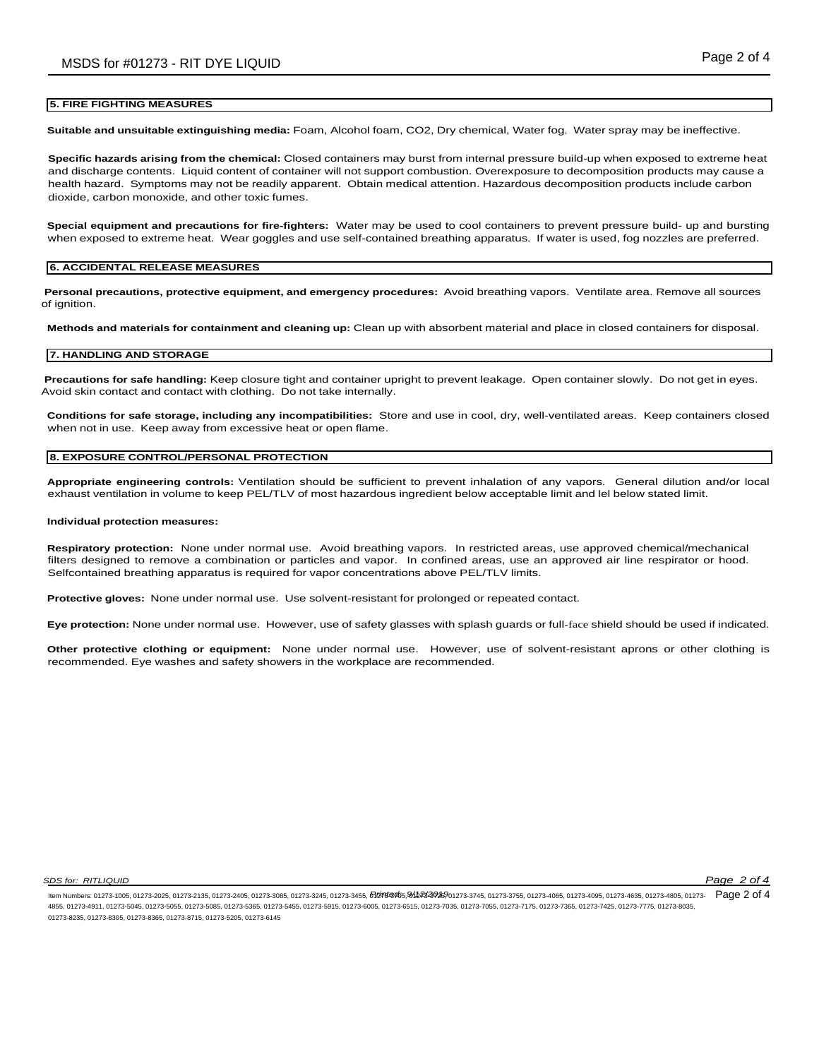## 5. FIRE FIGHTING MEASURES

**Suitable and unsuitable extinguishing media:** Foam, Alcohol foam, CO2, Dry chemical, Water fog. Water spray may be ineffective.

**Specific hazards arising from the chemical:** Closed containers may burst from internal pressure build-up when exposed to extreme heat and discharge contents. Liquid content of container will not support combustion. Overexposure to decomposition products may cause a health hazard. Symptoms may not be readily apparent. Obtain medical attention. Hazardous decomposition products include carbon dioxide, carbon monoxide, and other toxic fumes.

**Special equipment and precautions for fire-fighters:** Water may be used to cool containers to prevent pressure build- up and bursting when exposed to extreme heat. Wear goggles and use self-contained breathing apparatus. If water is used, fog nozzles are preferred.

## 6. ACCIDENTAL RELEASE MEASURES

**Personal precautions, protective equipment, and emergency procedures:** Avoid breathing vapors. Ventilate area. Remove all sources of ignition.

**Methods and materials for containment and cleaning up:** Clean up with absorbent material and place in closed containers for disposal.

## 7. HANDLING AND STORAGE

**Precautions for safe handling:** Keep closure tight and container upright to prevent leakage. Open container slowly. Do not get in eyes. Avoid skin contact and contact with clothing. Do not take internally.

**Conditions for safe storage, including any incompatibilities:** Store and use in cool, dry, well-ventilated areas. Keep containers closed when not in use. Keep away from excessive heat or open flame.

## 8. EXPOSURE CONTROL/PERSONAL PROTECTION

**Appropriate engineering controls:** Ventilation should be sufficient to prevent inhalation of any vapors. General dilution and/or local exhaust ventilation in volume to keep PEL/TLV of most hazardous ingredient below acceptable limit and lel below stated limit.

**Individual protection measures:**

**Respiratory protection:** None under normal use. Avoid breathing vapors. In restricted areas, use approved chemical/mechanical filters designed to remove a combination or particles and vapor. In confined areas, use an approved air line respirator or hood. Selfcontained breathing apparatus is required for vapor concentrations above PEL/TLV limits.

**Protective gloves:** None under normal use. Use solvent-resistant for prolonged or repeated contact.

**Eye protection:** None under normal use. However, use of safety glasses with splash guards or full-face shield should be used if indicated.

**Other protective clothing or equipment:** None under normal use. However, use of solvent-resistant aprons or other clothing is recommended. Eye washes and safety showers in the workplace are recommended.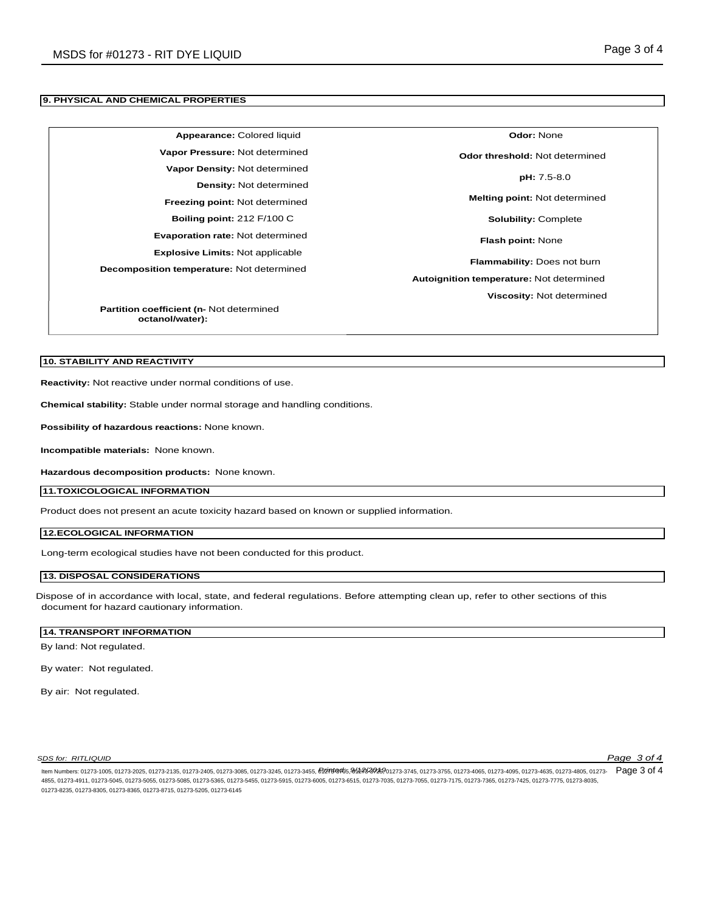## 9. PHYSICAL AND CHEMICAL PROPERTIES

| | |
|---|---|
| **Appearance:** Colored liquid | **Odor:** None |
| **Vapor Pressure:** Not determined | **Odor threshold:** Not determined |
| **Vapor Density:** Not determined | **pH:** 7.5-8.0 |
| **Density:** Not determined | **Melting point:** Not determined |
| **Freezing point:** Not determined | **Solubility:** Complete |
| **Boiling point:** 212 F/100 C | **Flash point:** None |
| **Evaporation rate:** Not determined | **Flammability:** Does not burn |
| **Explosive Limits:** Not applicable | **Autoignition temperature:** Not determined |
| **Decomposition temperature:** Not determined | **Viscosity:** Not determined |
| **Partition coefficient (n-octanol/water):** Not determined | |

## 10. STABILITY AND REACTIVITY

**Reactivity:** Not reactive under normal conditions of use.

**Chemical stability:** Stable under normal storage and handling conditions.

**Possibility of hazardous reactions:** None known.

**Incompatible materials:** None known.

**Hazardous decomposition products:** None known.

## 11.TOXICOLOGICAL INFORMATION

Product does not present an acute toxicity hazard based on known or supplied information.

## 12.ECOLOGICAL INFORMATION

Long-term ecological studies have not been conducted for this product.

## 13. DISPOSAL CONSIDERATIONS

Dispose of in accordance with local, state, and federal regulations. Before attempting clean up, refer to other sections of this document for hazard cautionary information.

## 14. TRANSPORT INFORMATION

By land: Not regulated.

By water: Not regulated.

By air: Not regulated.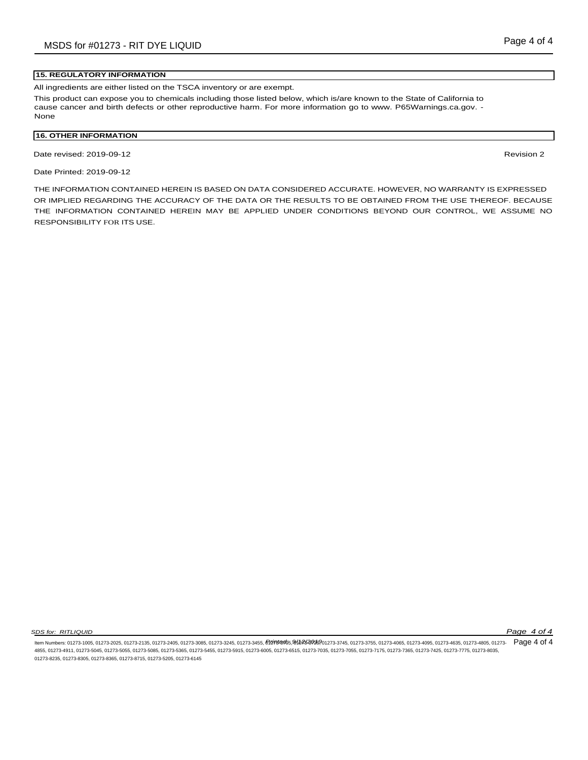## 15. REGULATORY INFORMATION

All ingredients are either listed on the TSCA inventory or are exempt.

This product can expose you to chemicals including those listed below, which is/are known to the State of California to cause cancer and birth defects or other reproductive harm. For more information go to www. P65Warnings.ca.gov. - None

## 16. OTHER INFORMATION

Date revised: 2019-09-12 Revision 2

Date Printed: 2019-09-12

THE INFORMATION CONTAINED HEREIN IS BASED ON DATA CONSIDERED ACCURATE. HOWEVER, NO WARRANTY IS EXPRESSED OR IMPLIED REGARDING THE ACCURACY OF THE DATA OR THE RESULTS TO BE OBTAINED FROM THE USE THEREOF. BECAUSE THE INFORMATION CONTAINED HEREIN MAY BE APPLIED UNDER CONDITIONS BEYOND OUR CONTROL, WE ASSUME NO RESPONSIBILITY FOR ITS USE.

Item Numbers: 01273-1005, 01273-2025, 01273-2135, 01273-2405, 01273-3085, 01273-3245, 01273-3455, 01273-3705, 01273-3725, 01273-3745, 01273-3755, 01273-4065, 01273-4095, 01273-4635, 01273-4805, 01273-4855, 01273-4911, 01273-5045, 01273-5055, 01273-5085, 01273-5365, 01273-5455, 01273-5915, 01273-6005, 01273-6515, 01273-7035, 01273-7055, 01273-7175, 01273-7365, 01273-7425, 01273-7775, 01273-8035, 01273-8235, 01273-8305, 01273-8365, 01273-8715, 01273-5205, 01273-6145